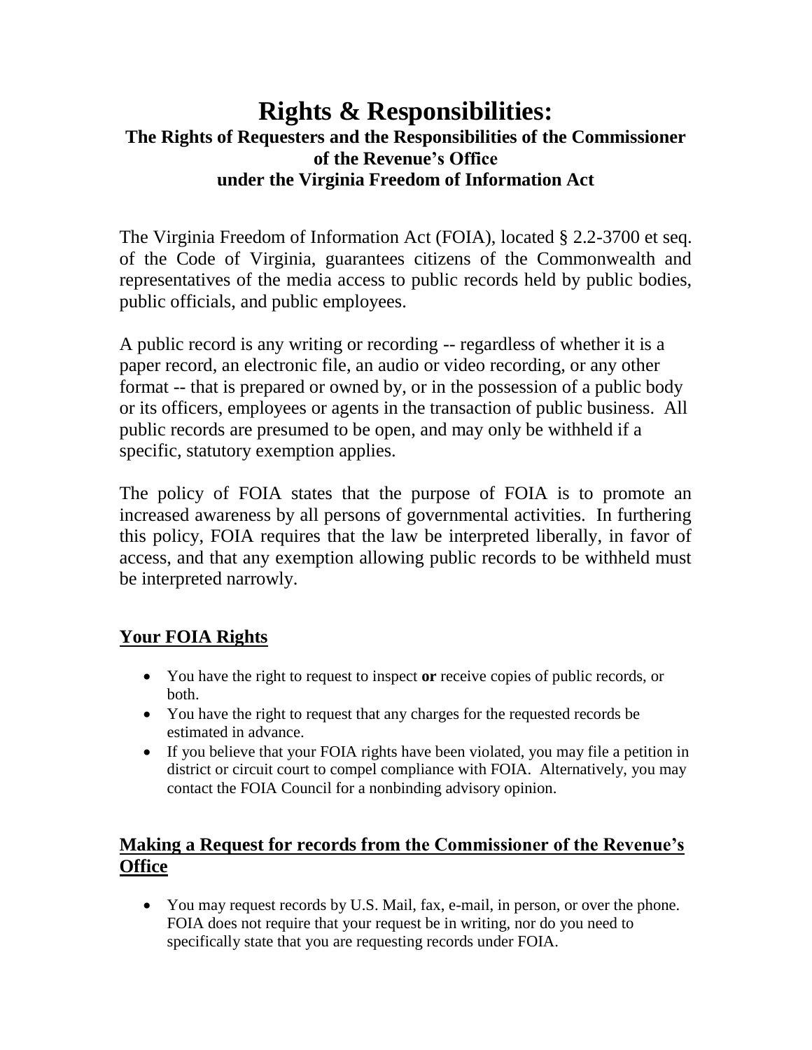# Rights & Responsibilities:

### The Rights of Requesters and the Responsibilities of the Commissioner of the Revenue's Office under the Virginia Freedom of Information Act

The Virginia Freedom of Information Act (FOIA), located § 2.2-3700 et seq. of the Code of Virginia, guarantees citizens of the Commonwealth and representatives of the media access to public records held by public bodies, public officials, and public employees.

A public record is any writing or recording -- regardless of whether it is a paper record, an electronic file, an audio or video recording, or any other format -- that is prepared or owned by, or in the possession of a public body or its officers, employees or agents in the transaction of public business. All public records are presumed to be open, and may only be withheld if a specific, statutory exemption applies.

The policy of FOIA states that the purpose of FOIA is to promote an increased awareness by all persons of governmental activities. In furthering this policy, FOIA requires that the law be interpreted liberally, in favor of access, and that any exemption allowing public records to be withheld must be interpreted narrowly.

## Your FOIA Rights

- You have the right to request to inspect **or** receive copies of public records, or both.
- You have the right to request that any charges for the requested records be estimated in advance.
- If you believe that your FOIA rights have been violated, you may file a petition in district or circuit court to compel compliance with FOIA. Alternatively, you may contact the FOIA Council for a nonbinding advisory opinion.

## Making a Request for records from the Commissioner of the Revenue's Office

- You may request records by U.S. Mail, fax, e-mail, in person, or over the phone. FOIA does not require that your request be in writing, nor do you need to specifically state that you are requesting records under FOIA.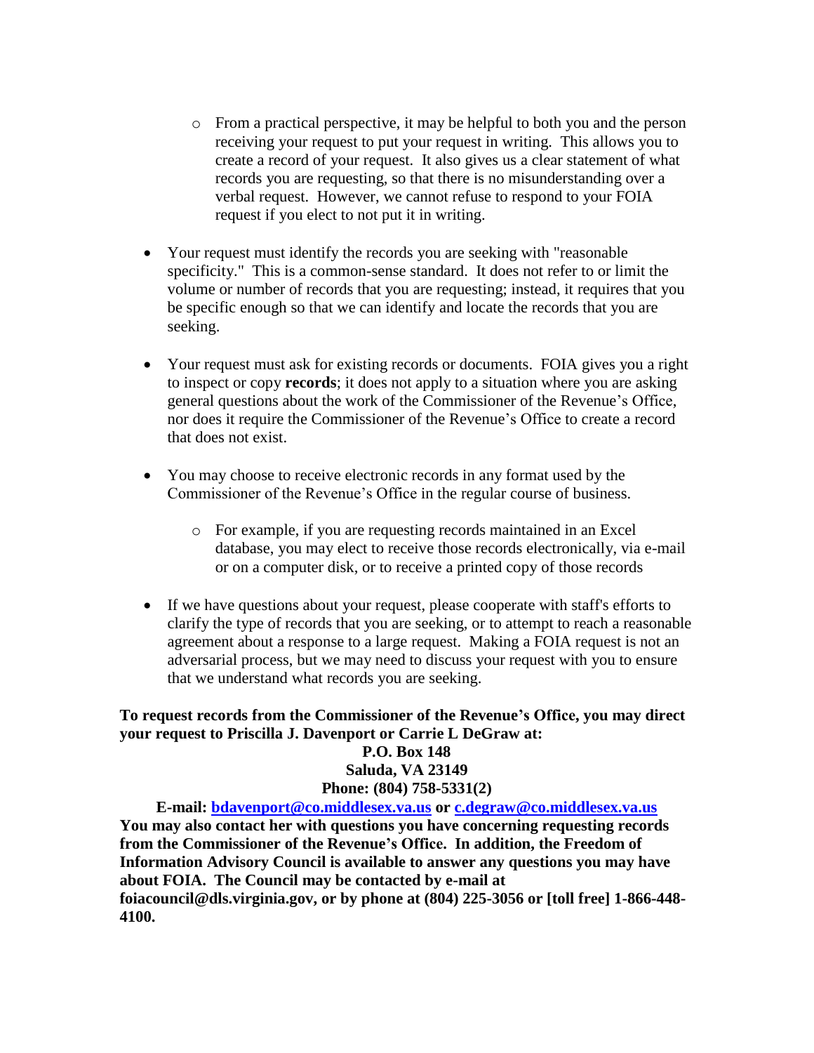- From a practical perspective, it may be helpful to both you and the person receiving your request to put your request in writing. This allows you to create a record of your request. It also gives us a clear statement of what records you are requesting, so that there is no misunderstanding over a verbal request. However, we cannot refuse to respond to your FOIA request if you elect to not put it in writing.

- Your request must identify the records you are seeking with "reasonable specificity." This is a common-sense standard. It does not refer to or limit the volume or number of records that you are requesting; instead, it requires that you be specific enough so that we can identify and locate the records that you are seeking.

- Your request must ask for existing records or documents. FOIA gives you a right to inspect or copy **records**; it does not apply to a situation where you are asking general questions about the work of the Commissioner of the Revenue's Office, nor does it require the Commissioner of the Revenue's Office to create a record that does not exist.

- You may choose to receive electronic records in any format used by the Commissioner of the Revenue's Office in the regular course of business.

  - For example, if you are requesting records maintained in an Excel database, you may elect to receive those records electronically, via e-mail or on a computer disk, or to receive a printed copy of those records

- If we have questions about your request, please cooperate with staff's efforts to clarify the type of records that you are seeking, or to attempt to reach a reasonable agreement about a response to a large request. Making a FOIA request is not an adversarial process, but we may need to discuss your request with you to ensure that we understand what records you are seeking.

**To request records from the Commissioner of the Revenue's Office, you may direct your request to Priscilla J. Davenport or Carrie L DeGraw at:**

**P.O. Box 148**
**Saluda, VA 23149**
**Phone: (804) 758-5331(2)**
**E-mail: bdavenport@co.middlesex.va.us or c.degraw@co.middlesex.va.us**

**You may also contact her with questions you have concerning requesting records from the Commissioner of the Revenue's Office. In addition, the Freedom of Information Advisory Council is available to answer any questions you may have about FOIA. The Council may be contacted by e-mail at foiacouncil@dls.virginia.gov, or by phone at (804) 225-3056 or [toll free] 1-866-448-4100.**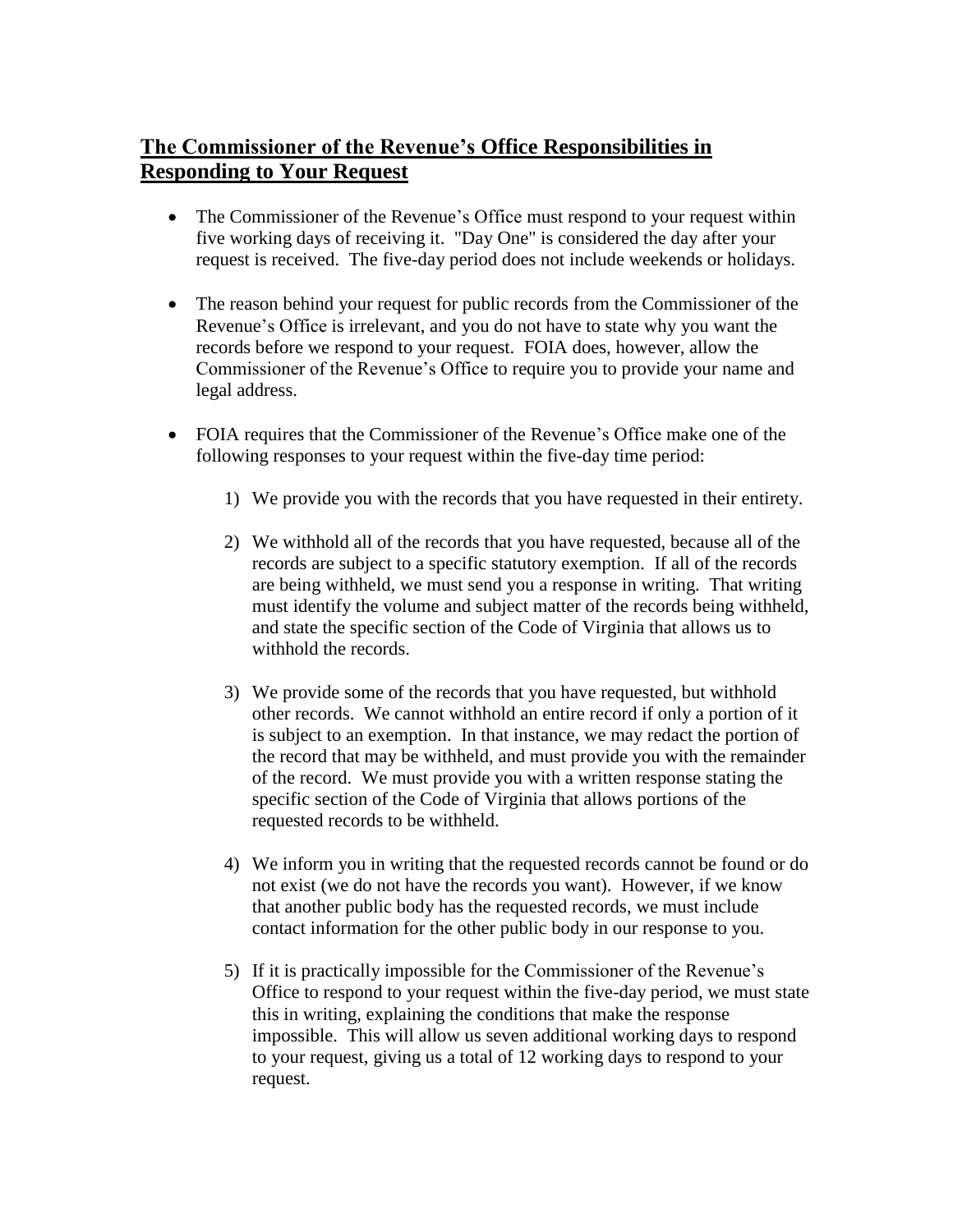## **The Commissioner of the Revenue's Office Responsibilities in Responding to Your Request**

- The Commissioner of the Revenue's Office must respond to your request within five working days of receiving it. "Day One" is considered the day after your request is received. The five-day period does not include weekends or holidays.

- The reason behind your request for public records from the Commissioner of the Revenue's Office is irrelevant, and you do not have to state why you want the records before we respond to your request. FOIA does, however, allow the Commissioner of the Revenue's Office to require you to provide your name and legal address.

- FOIA requires that the Commissioner of the Revenue's Office make one of the following responses to your request within the five-day time period:

    1) We provide you with the records that you have requested in their entirety.

    2) We withhold all of the records that you have requested, because all of the records are subject to a specific statutory exemption. If all of the records are being withheld, we must send you a response in writing. That writing must identify the volume and subject matter of the records being withheld, and state the specific section of the Code of Virginia that allows us to withhold the records.

    3) We provide some of the records that you have requested, but withhold other records. We cannot withhold an entire record if only a portion of it is subject to an exemption. In that instance, we may redact the portion of the record that may be withheld, and must provide you with the remainder of the record. We must provide you with a written response stating the specific section of the Code of Virginia that allows portions of the requested records to be withheld.

    4) We inform you in writing that the requested records cannot be found or do not exist (we do not have the records you want). However, if we know that another public body has the requested records, we must include contact information for the other public body in our response to you.

    5) If it is practically impossible for the Commissioner of the Revenue's Office to respond to your request within the five-day period, we must state this in writing, explaining the conditions that make the response impossible. This will allow us seven additional working days to respond to your request, giving us a total of 12 working days to respond to your request.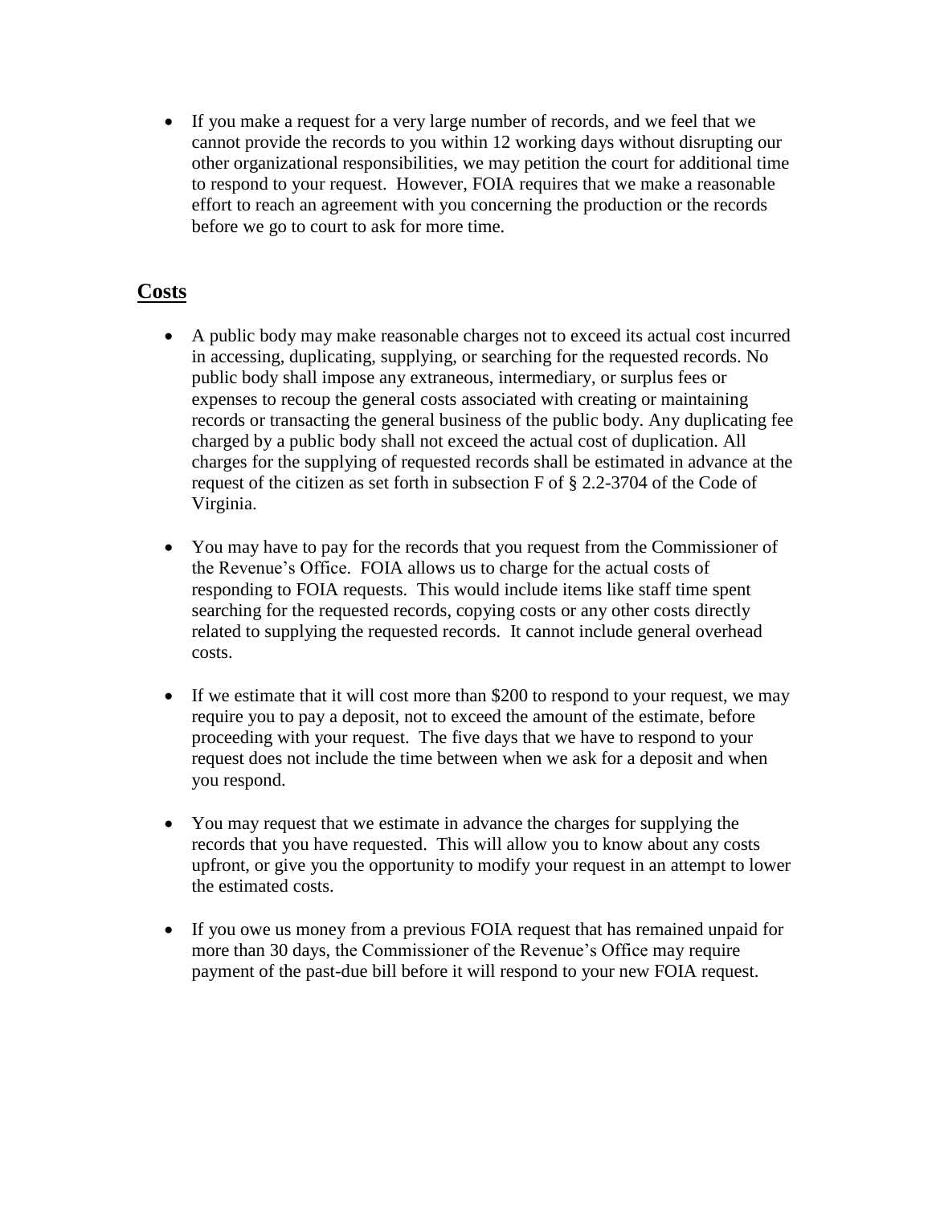- If you make a request for a very large number of records, and we feel that we cannot provide the records to you within 12 working days without disrupting our other organizational responsibilities, we may petition the court for additional time to respond to your request. However, FOIA requires that we make a reasonable effort to reach an agreement with you concerning the production or the records before we go to court to ask for more time.

## Costs

- A public body may make reasonable charges not to exceed its actual cost incurred in accessing, duplicating, supplying, or searching for the requested records. No public body shall impose any extraneous, intermediary, or surplus fees or expenses to recoup the general costs associated with creating or maintaining records or transacting the general business of the public body. Any duplicating fee charged by a public body shall not exceed the actual cost of duplication. All charges for the supplying of requested records shall be estimated in advance at the request of the citizen as set forth in subsection F of § 2.2-3704 of the Code of Virginia.

- You may have to pay for the records that you request from the Commissioner of the Revenue's Office. FOIA allows us to charge for the actual costs of responding to FOIA requests. This would include items like staff time spent searching for the requested records, copying costs or any other costs directly related to supplying the requested records. It cannot include general overhead costs.

- If we estimate that it will cost more than $200 to respond to your request, we may require you to pay a deposit, not to exceed the amount of the estimate, before proceeding with your request. The five days that we have to respond to your request does not include the time between when we ask for a deposit and when you respond.

- You may request that we estimate in advance the charges for supplying the records that you have requested. This will allow you to know about any costs upfront, or give you the opportunity to modify your request in an attempt to lower the estimated costs.

- If you owe us money from a previous FOIA request that has remained unpaid for more than 30 days, the Commissioner of the Revenue's Office may require payment of the past-due bill before it will respond to your new FOIA request.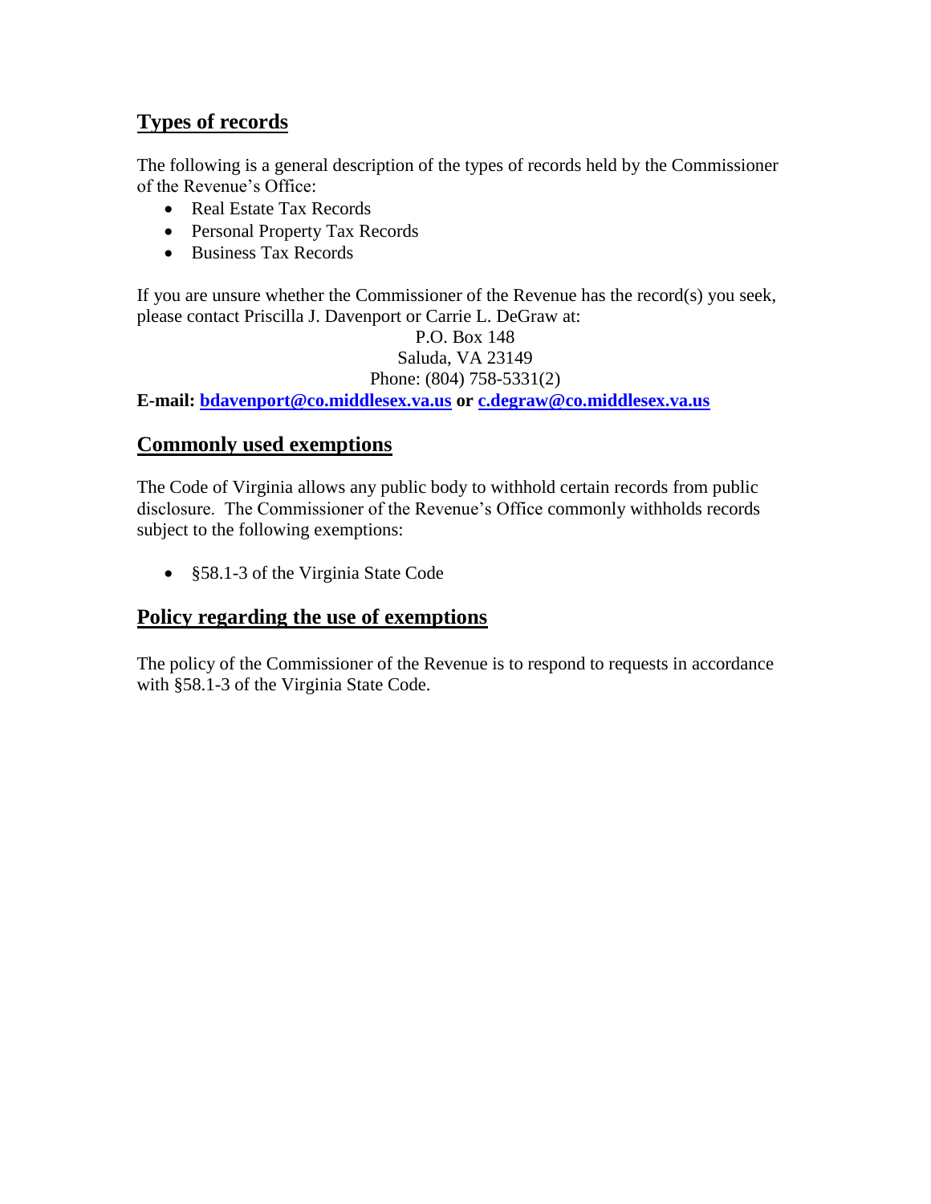## Types of records

The following is a general description of the types of records held by the Commissioner of the Revenue's Office:

- Real Estate Tax Records
- Personal Property Tax Records
- Business Tax Records

If you are unsure whether the Commissioner of the Revenue has the record(s) you seek, please contact Priscilla J. Davenport or Carrie L. DeGraw at:

P.O. Box 148
Saluda, VA 23149
Phone: (804) 758-5331(2)

**E-mail: bdavenport@co.middlesex.va.us or c.degraw@co.middlesex.va.us**

## Commonly used exemptions

The Code of Virginia allows any public body to withhold certain records from public disclosure. The Commissioner of the Revenue's Office commonly withholds records subject to the following exemptions:

- §58.1-3 of the Virginia State Code

## Policy regarding the use of exemptions

The policy of the Commissioner of the Revenue is to respond to requests in accordance with §58.1-3 of the Virginia State Code.